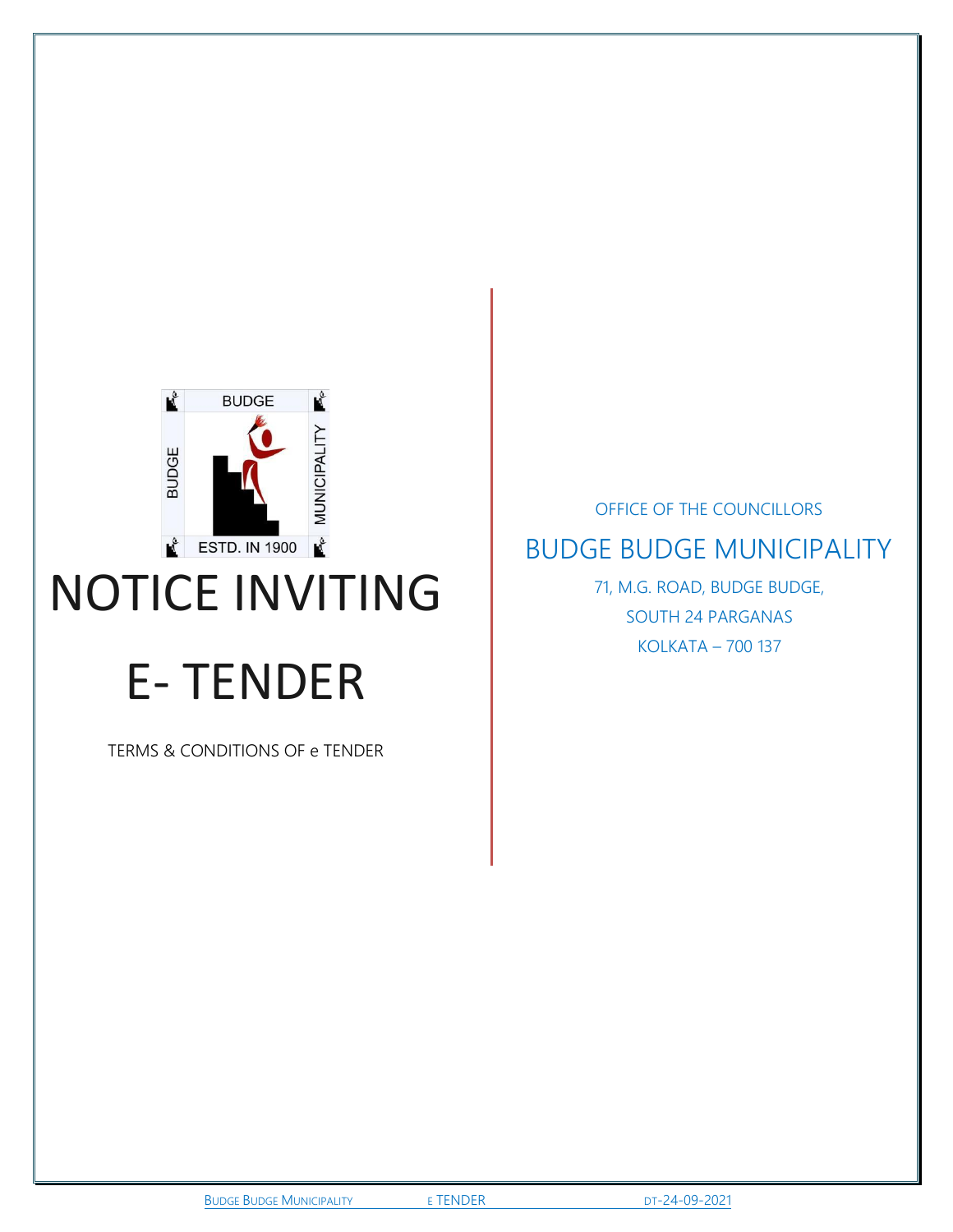# NOTICE INVITING E- TENDER

TERMS & CONDITIONS OF e TENDER

OFFICE OF THE COUNCILLORS

## BUDGE BUDGE MUNICIPALITY

71, M.G. ROAD, BUDGE BUDGE,

SOUTH 24 PARGANAS

KOLKATA – 700 137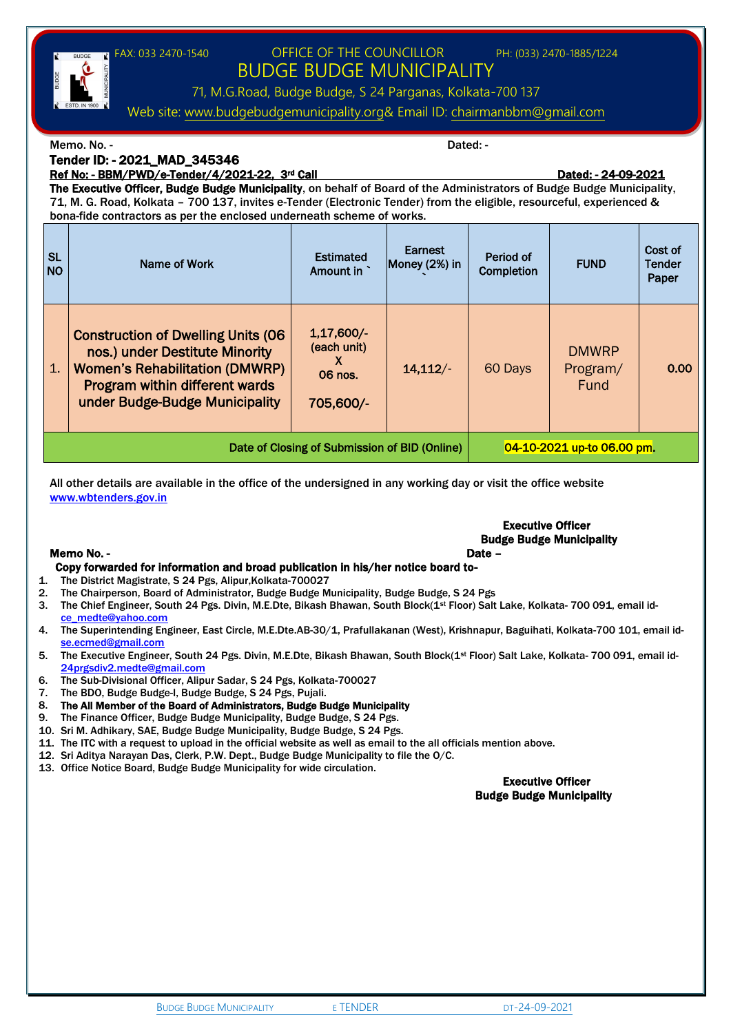FAX: 033 2470-1540 OFFICE OF THE COUNCILLOR PH: (033) 2470-1885/1224

# BUDGE BUDGE MUNICIPALITY

71, M.G.Road, Budge Budge, S 24 Parganas, Kolkata-700 137

Web site: www.budgebudgemunicipality.org& Email ID: chairmanbbm@gmail.com

Memo. No. - Dated: -

**Tender ID: - 2021_MAD_345346**

**Ref No: - BBM/PWD/e-Tender/4/2021-22, 3rd Call** **Dated: - 24-09-2021**

**The Executive Officer, Budge Budge Municipality**, on behalf of Board of the Administrators of Budge Budge Municipality, 71, M. G. Road, Kolkata – 700 137, invites e-Tender (Electronic Tender) from the eligible, resourceful, experienced & bona-fide contractors as per the enclosed underneath scheme of works.

| SL NO | Name of Work | Estimated Amount in ` | Earnest Money (2%) in ` | Period of Completion | FUND | Cost of Tender Paper |
|---|---|---|---|---|---|---|
| 1. | Construction of Dwelling Units (06 nos.) under Destitute Minority Women's Rehabilitation (DMWRP) Program within different wards under Budge-Budge Municipality | 1,17,600/- (each unit) X 06 nos. 705,600/- | 14,112/- | 60 Days | DMWRP Program/ Fund | 0.00 |
| Date of Closing of Submission of BID (Online) | | | | 04-10-2021 up-to 06.00 pm. | | |

All other details are available in the office of the undersigned in any working day or visit the office website www.wbtenders.gov.in

**Executive Officer**
**Budge Budge Municipality**

**Memo No. -** **Date –**

**Copy forwarded for information and broad publication in his/her notice board to-**

1. The District Magistrate, S 24 Pgs, Alipur,Kolkata-700027
2. The Chairperson, Board of Administrator, Budge Budge Municipality, Budge Budge, S 24 Pgs
3. The Chief Engineer, South 24 Pgs. Divin, M.E.Dte, Bikash Bhawan, South Block(1st Floor) Salt Lake, Kolkata- 700 091, email id- ce_medte@yahoo.com
4. The Superintending Engineer, East Circle, M.E.Dte.AB-30/1, Prafullakanan (West), Krishnapur, Baguihati, Kolkata-700 101, email id- se.ecmed@gmail.com
5. The Executive Engineer, South 24 Pgs. Divin, M.E.Dte, Bikash Bhawan, South Block(1st Floor) Salt Lake, Kolkata- 700 091, email id- 24prgsdiv2.medte@gmail.com
6. The Sub-Divisional Officer, Alipur Sadar, S 24 Pgs, Kolkata-700027
7. The BDO, Budge Budge-I, Budge Budge, S 24 Pgs, Pujali.
8. **The All Member of the Board of Administrators, Budge Budge Municipality**
9. The Finance Officer, Budge Budge Municipality, Budge Budge, S 24 Pgs.
10. Sri M. Adhikary, SAE, Budge Budge Municipality, Budge Budge, S 24 Pgs.
11. The ITC with a request to upload in the official website as well as email to the all officials mention above.
12. Sri Aditya Narayan Das, Clerk, P.W. Dept., Budge Budge Municipality to file the O/C.
13. Office Notice Board, Budge Budge Municipality for wide circulation.

**Executive Officer**
**Budge Budge Municipality**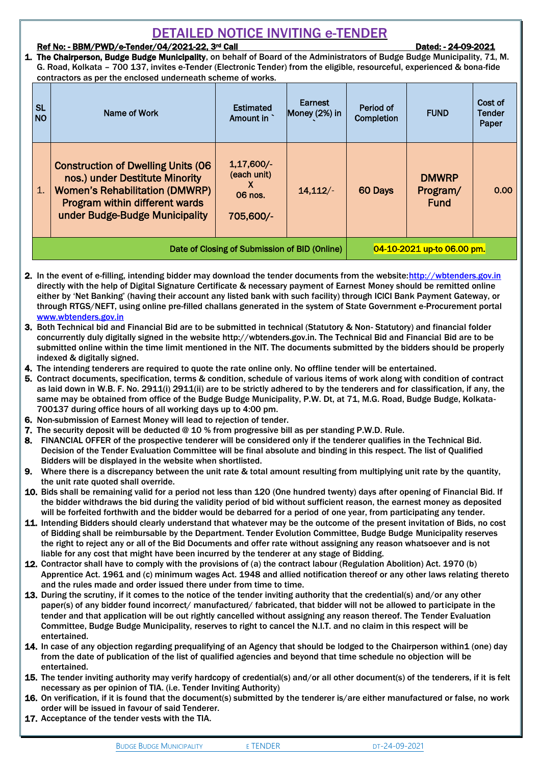# DETAILED NOTICE INVITING e-TENDER

**Ref No: - BBM/PWD/e-Tender/04/2021-22, 3rd Call** **Dated: - 24-09-2021**

1. **The Chairperson, Budge Budge Municipality**, on behalf of Board of the Administrators of Budge Budge Municipality, 71, M. G. Road, Kolkata – 700 137, invites e-Tender (Electronic Tender) from the eligible, resourceful, experienced & bona-fide contractors as per the enclosed underneath scheme of works.

| SL NO | Name of Work | Estimated Amount in ` | Earnest Money (2%) in ` | Period of Completion | FUND | Cost of Tender Paper |
|---|---|---|---|---|---|---|
| 1. | Construction of Dwelling Units (06 nos.) under Destitute Minority Women's Rehabilitation (DMWRP) Program within different wards under Budge-Budge Municipality | 1,17,600/- (each unit) X 06 nos. 705,600/- | 14,112/- | 60 Days | DMWRP Program/ Fund | 0.00 |
| Date of Closing of Submission of BID (Online) | | | | 04-10-2021 up-to 06.00 pm. | | |

2. In the event of e-filling, intending bidder may download the tender documents from the website:http://wbtenders.gov.in directly with the help of Digital Signature Certificate & necessary payment of Earnest Money should be remitted online either by 'Net Banking' (having their account any listed bank with such facility) through ICICI Bank Payment Gateway, or through RTGS/NEFT, using online pre-filled challans generated in the system of State Government e-Procurement portal www.wbtenders.gov.in
3. Both Technical bid and Financial Bid are to be submitted in technical (Statutory & Non- Statutory) and financial folder concurrently duly digitally signed in the website http://wbtenders.gov.in. The Technical Bid and Financial Bid are to be submitted online within the time limit mentioned in the NIT. The documents submitted by the bidders should be properly indexed & digitally signed.
4. The intending tenderers are required to quote the rate online only. No offline tender will be entertained.
5. Contract documents, specification, terms & condition, schedule of various items of work along with condition of contract as laid down in W.B. F. No. 2911(i) 2911(ii) are to be strictly adhered to by the tenderers and for classification, if any, the same may be obtained from office of the Budge Budge Municipality, P.W. Dt, at 71, M.G. Road, Budge Budge, Kolkata-700137 during office hours of all working days up to 4:00 pm.
6. Non-submission of Earnest Money will lead to rejection of tender.
7. The security deposit will be deducted @ 10 % from progressive bill as per standing P.W.D. Rule.
8. FINANCIAL OFFER of the prospective tenderer will be considered only if the tenderer qualifies in the Technical Bid. Decision of the Tender Evaluation Committee will be final absolute and binding in this respect. The list of Qualified Bidders will be displayed in the website when shortlisted.
9. Where there is a discrepancy between the unit rate & total amount resulting from multiplying unit rate by the quantity, the unit rate quoted shall override.
10. Bids shall be remaining valid for a period not less than 120 (One hundred twenty) days after opening of Financial Bid. If the bidder withdraws the bid during the validity period of bid without sufficient reason, the earnest money as deposited will be forfeited forthwith and the bidder would be debarred for a period of one year, from participating any tender.
11. Intending Bidders should clearly understand that whatever may be the outcome of the present invitation of Bids, no cost of Bidding shall be reimbursable by the Department. Tender Evolution Committee, Budge Budge Municipality reserves the right to reject any or all of the Bid Documents and offer rate without assigning any reason whatsoever and is not liable for any cost that might have been incurred by the tenderer at any stage of Bidding.
12. Contractor shall have to comply with the provisions of (a) the contract labour (Regulation Abolition) Act. 1970 (b) Apprentice Act. 1961 and (c) minimum wages Act. 1948 and allied notification thereof or any other laws relating thereto and the rules made and order issued there under from time to time.
13. During the scrutiny, if it comes to the notice of the tender inviting authority that the credential(s) and/or any other paper(s) of any bidder found incorrect/ manufactured/ fabricated, that bidder will not be allowed to participate in the tender and that application will be out rightly cancelled without assigning any reason thereof. The Tender Evaluation Committee, Budge Budge Municipality, reserves to right to cancel the N.I.T. and no claim in this respect will be entertained.
14. In case of any objection regarding prequalifying of an Agency that should be lodged to the Chairperson within1 (one) day from the date of publication of the list of qualified agencies and beyond that time schedule no objection will be entertained.
15. The tender inviting authority may verify hardcopy of credential(s) and/or all other document(s) of the tenderers, if it is felt necessary as per opinion of TIA. (i.e. Tender Inviting Authority)
16. On verification, if it is found that the document(s) submitted by the tenderer is/are either manufactured or false, no work order will be issued in favour of said Tenderer.
17. Acceptance of the tender vests with the TIA.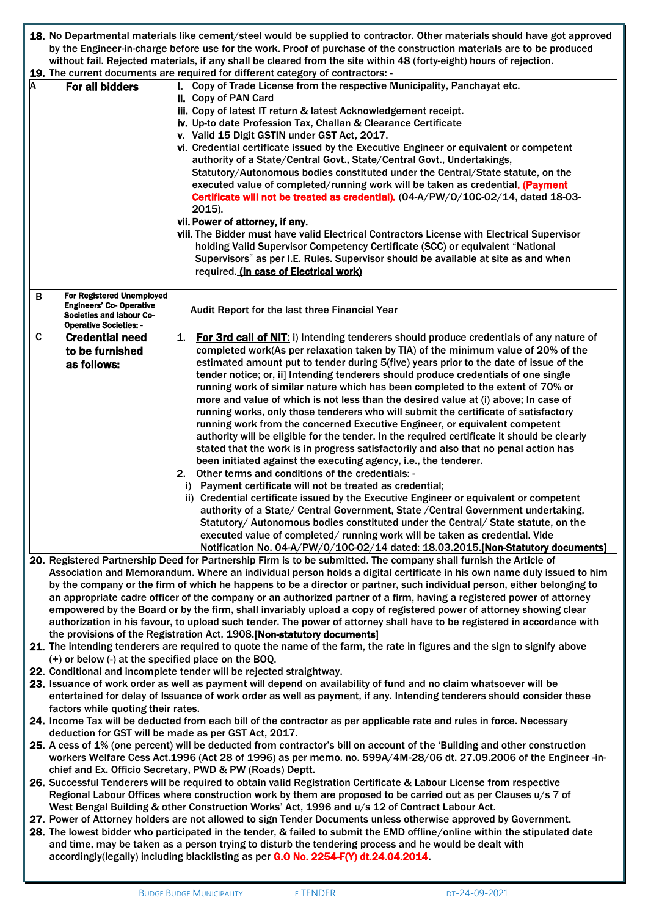**18.** No Departmental materials like cement/steel would be supplied to contractor. Other materials should have got approved by the Engineer-in-charge before use for the work. Proof of purchase of the construction materials are to be produced without fail. Rejected materials, if any shall be cleared from the site within 48 (forty-eight) hours of rejection.

**19.** The current documents are required for different category of contractors: -

| | | |
|---|---|---|
| A | **For all bidders** | i. Copy of Trade License from the respective Municipality, Panchayat etc.<br>ii. Copy of PAN Card<br>iii. Copy of latest IT return & latest Acknowledgement receipt.<br>iv. Up-to date Profession Tax, Challan & Clearance Certificate<br>v. Valid 15 Digit GSTIN under GST Act, 2017.<br>vi. Credential certificate issued by the Executive Engineer or equivalent or competent authority of a State/Central Govt., State/Central Govt., Undertakings, Statutory/Autonomous bodies constituted under the Central/State statute, on the executed value of completed/running work will be taken as credential. **(Payment Certificate will not be treated as credential).** (04-A/PW/O/10C-02/14, dated 18-03-2015).<br>vii. **Power of attorney, if any.**<br>viii. The Bidder must have valid Electrical Contractors License with Electrical Supervisor holding Valid Supervisor Competency Certificate (SCC) or equivalent "National Supervisors" as per I.E. Rules. Supervisor should be available at site as and when required. **(In case of Electrical work)** |
| B | **For Registered Unemployed Engineers' Co- Operative Societies and labour Co-Operative Societies: -** | Audit Report for the last three Financial Year |
| C | **Credential need to be furnished as follows:** | 1. **For 3rd call of NIT**: i) Intending tenderers should produce credentials of any nature of completed work(As per relaxation taken by TIA) of the minimum value of 20% of the estimated amount put to tender during 5(five) years prior to the date of issue of the tender notice; or, ii] Intending tenderers should produce credentials of one single running work of similar nature which has been completed to the extent of 70% or more and value of which is not less than the desired value at (i) above; In case of running works, only those tenderers who will submit the certificate of satisfactory running work from the concerned Executive Engineer, or equivalent competent authority will be eligible for the tender. In the required certificate it should be clearly stated that the work is in progress satisfactorily and also that no penal action has been initiated against the executing agency, i.e., the tenderer.<br>2. Other terms and conditions of the credentials: -<br>i) Payment certificate will not be treated as credential;<br>ii) Credential certificate issued by the Executive Engineer or equivalent or competent authority of a State/ Central Government, State /Central Government undertaking, Statutory/ Autonomous bodies constituted under the Central/ State statute, on the executed value of completed/ running work will be taken as credential. Vide Notification No. 04-A/PW/0/10C-02/14 dated: 18.03.2015.**[Non-Statutory documents]** |

**20.** Registered Partnership Deed for Partnership Firm is to be submitted. The company shall furnish the Article of Association and Memorandum. Where an individual person holds a digital certificate in his own name duly issued to him by the company or the firm of which he happens to be a director or partner, such individual person, either belonging to an appropriate cadre officer of the company or an authorized partner of a firm, having a registered power of attorney empowered by the Board or by the firm, shall invariably upload a copy of registered power of attorney showing clear authorization in his favour, to upload such tender. The power of attorney shall have to be registered in accordance with the provisions of the Registration Act, 1908.**[Non-statutory documents]**

**21.** The intending tenderers are required to quote the name of the farm, the rate in figures and the sign to signify above (+) or below (-) at the specified place on the BOQ.

**22.** Conditional and incomplete tender will be rejected straightway.

**23.** Issuance of work order as well as payment will depend on availability of fund and no claim whatsoever will be entertained for delay of Issuance of work order as well as payment, if any. Intending tenderers should consider these factors while quoting their rates.

**24.** Income Tax will be deducted from each bill of the contractor as per applicable rate and rules in force. Necessary deduction for GST will be made as per GST Act, 2017.

**25.** A cess of 1% (one percent) will be deducted from contractor's bill on account of the 'Building and other construction workers Welfare Cess Act.1996 (Act 28 of 1996) as per memo. no. 599A/4M-28/06 dt. 27.09.2006 of the Engineer -in-chief and Ex. Officio Secretary, PWD & PW (Roads) Deptt.

**26.** Successful Tenderers will be required to obtain valid Registration Certificate & Labour License from respective Regional Labour Offices where construction work by them are proposed to be carried out as per Clauses u/s 7 of West Bengal Building & other Construction Works' Act, 1996 and u/s 12 of Contract Labour Act.

**27.** Power of Attorney holders are not allowed to sign Tender Documents unless otherwise approved by Government.

**28.** The lowest bidder who participated in the tender, & failed to submit the EMD offline/online within the stipulated date and time, may be taken as a person trying to disturb the tendering process and he would be dealt with accordingly(legally) including blacklisting as per **G.O No. 2254-F(Y) dt.24.04.2014**.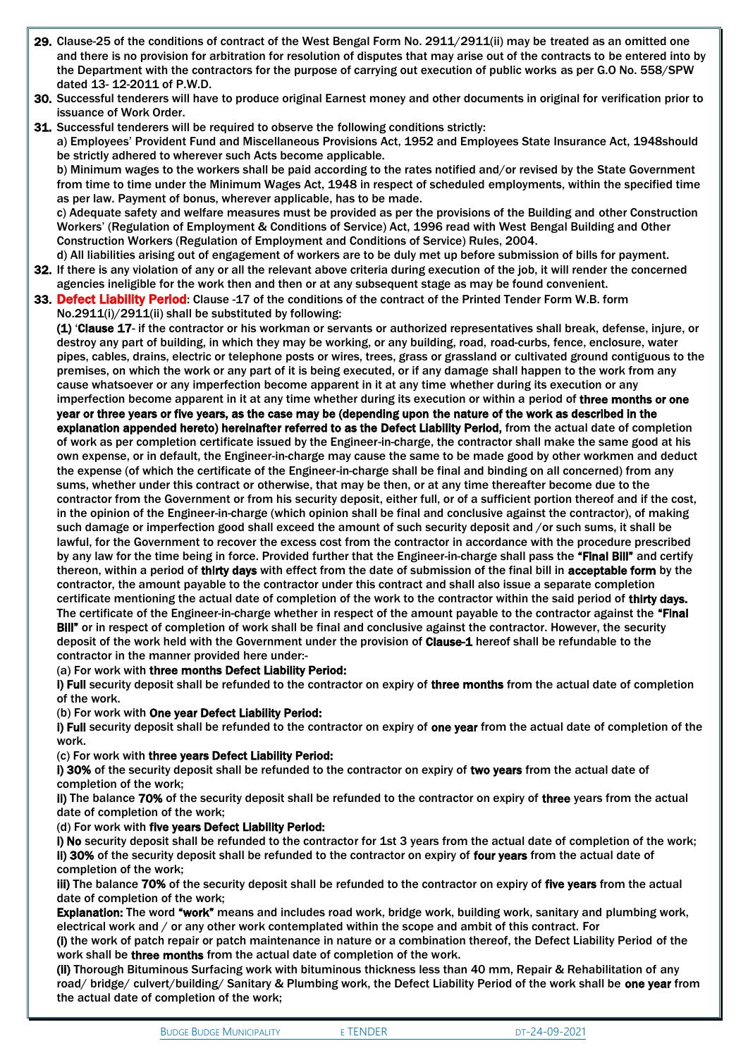**29.** Clause-25 of the conditions of contract of the West Bengal Form No. 2911/2911(ii) may be treated as an omitted one and there is no provision for arbitration for resolution of disputes that may arise out of the contracts to be entered into by the Department with the contractors for the purpose of carrying out execution of public works as per G.O No. 558/SPW dated 13- 12-2011 of P.W.D.

**30.** Successful tenderers will have to produce original Earnest money and other documents in original for verification prior to issuance of Work Order.

**31.** Successful tenderers will be required to observe the following conditions strictly:

a) Employees' Provident Fund and Miscellaneous Provisions Act, 1952 and Employees State Insurance Act, 1948should be strictly adhered to wherever such Acts become applicable.

b) Minimum wages to the workers shall be paid according to the rates notified and/or revised by the State Government from time to time under the Minimum Wages Act, 1948 in respect of scheduled employments, within the specified time as per law. Payment of bonus, wherever applicable, has to be made.

c) Adequate safety and welfare measures must be provided as per the provisions of the Building and other Construction Workers' (Regulation of Employment & Conditions of Service) Act, 1996 read with West Bengal Building and Other Construction Workers (Regulation of Employment and Conditions of Service) Rules, 2004.

d) All liabilities arising out of engagement of workers are to be duly met up before submission of bills for payment.

**32.** If there is any violation of any or all the relevant above criteria during execution of the job, it will render the concerned agencies ineligible for the work then and then or at any subsequent stage as may be found convenient.

**33. Defect Liability Period**: Clause -17 of the conditions of the contract of the Printed Tender Form W.B. form No.2911(i)/2911(ii) shall be substituted by following:

**(1)** '**Clause 17**- if the contractor or his workman or servants or authorized representatives shall break, defense, injure, or destroy any part of building, in which they may be working, or any building, road, road-curbs, fence, enclosure, water pipes, cables, drains, electric or telephone posts or wires, trees, grass or grassland or cultivated ground contiguous to the premises, on which the work or any part of it is being executed, or if any damage shall happen to the work from any cause whatsoever or any imperfection become apparent in it at any time whether during its execution or any imperfection become apparent in it at any time whether during its execution or within a period of **three months or one year or three years or five years, as the case may be (depending upon the nature of the work as described in the explanation appended hereto) hereinafter referred to as the Defect Liability Period,** from the actual date of completion of work as per completion certificate issued by the Engineer-in-charge, the contractor shall make the same good at his own expense, or in default, the Engineer-in-charge may cause the same to be made good by other workmen and deduct the expense (of which the certificate of the Engineer-in-charge shall be final and binding on all concerned) from any sums, whether under this contract or otherwise, that may be then, or at any time thereafter become due to the contractor from the Government or from his security deposit, either full, or of a sufficient portion thereof and if the cost, in the opinion of the Engineer-in-charge (which opinion shall be final and conclusive against the contractor), of making such damage or imperfection good shall exceed the amount of such security deposit and /or such sums, it shall be lawful, for the Government to recover the excess cost from the contractor in accordance with the procedure prescribed by any law for the time being in force. Provided further that the Engineer-in-charge shall pass the **"Final Bill"** and certify thereon, within a period of **thirty days** with effect from the date of submission of the final bill in **acceptable form** by the contractor, the amount payable to the contractor under this contract and shall also issue a separate completion certificate mentioning the actual date of completion of the work to the contractor within the said period of **thirty days.** The certificate of the Engineer-in-charge whether in respect of the amount payable to the contractor against the **"Final Bill"** or in respect of completion of work shall be final and conclusive against the contractor. However, the security deposit of the work held with the Government under the provision of **Clause-1** hereof shall be refundable to the contractor in the manner provided here under:-

(a) For work with **three months Defect Liability Period:**

**i) Full** security deposit shall be refunded to the contractor on expiry of **three months** from the actual date of completion of the work.

(b) For work with **One year Defect Liability Period:**

**i) Full** security deposit shall be refunded to the contractor on expiry of **one year** from the actual date of completion of the work.

(c) For work with **three years Defect Liability Period:**

**i) 30%** of the security deposit shall be refunded to the contractor on expiry of **two years** from the actual date of completion of the work;

**ii)** The balance **70%** of the security deposit shall be refunded to the contractor on expiry of **three** years from the actual date of completion of the work;

(d) For work with **five years Defect Liability Period:**

**i) No** security deposit shall be refunded to the contractor for 1st 3 years from the actual date of completion of the work;

**ii) 30%** of the security deposit shall be refunded to the contractor on expiry of **four years** from the actual date of completion of the work;

**iii)** The balance **70%** of the security deposit shall be refunded to the contractor on expiry of **five years** from the actual date of completion of the work;

**Explanation:** The word **"work"** means and includes road work, bridge work, building work, sanitary and plumbing work, electrical work and / or any other work contemplated within the scope and ambit of this contract. For

**(i)** the work of patch repair or patch maintenance in nature or a combination thereof, the Defect Liability Period of the work shall be **three months** from the actual date of completion of the work.

**(ii)** Thorough Bituminous Surfacing work with bituminous thickness less than 40 mm, Repair & Rehabilitation of any road/ bridge/ culvert/building/ Sanitary & Plumbing work, the Defect Liability Period of the work shall be **one year** from the actual date of completion of the work;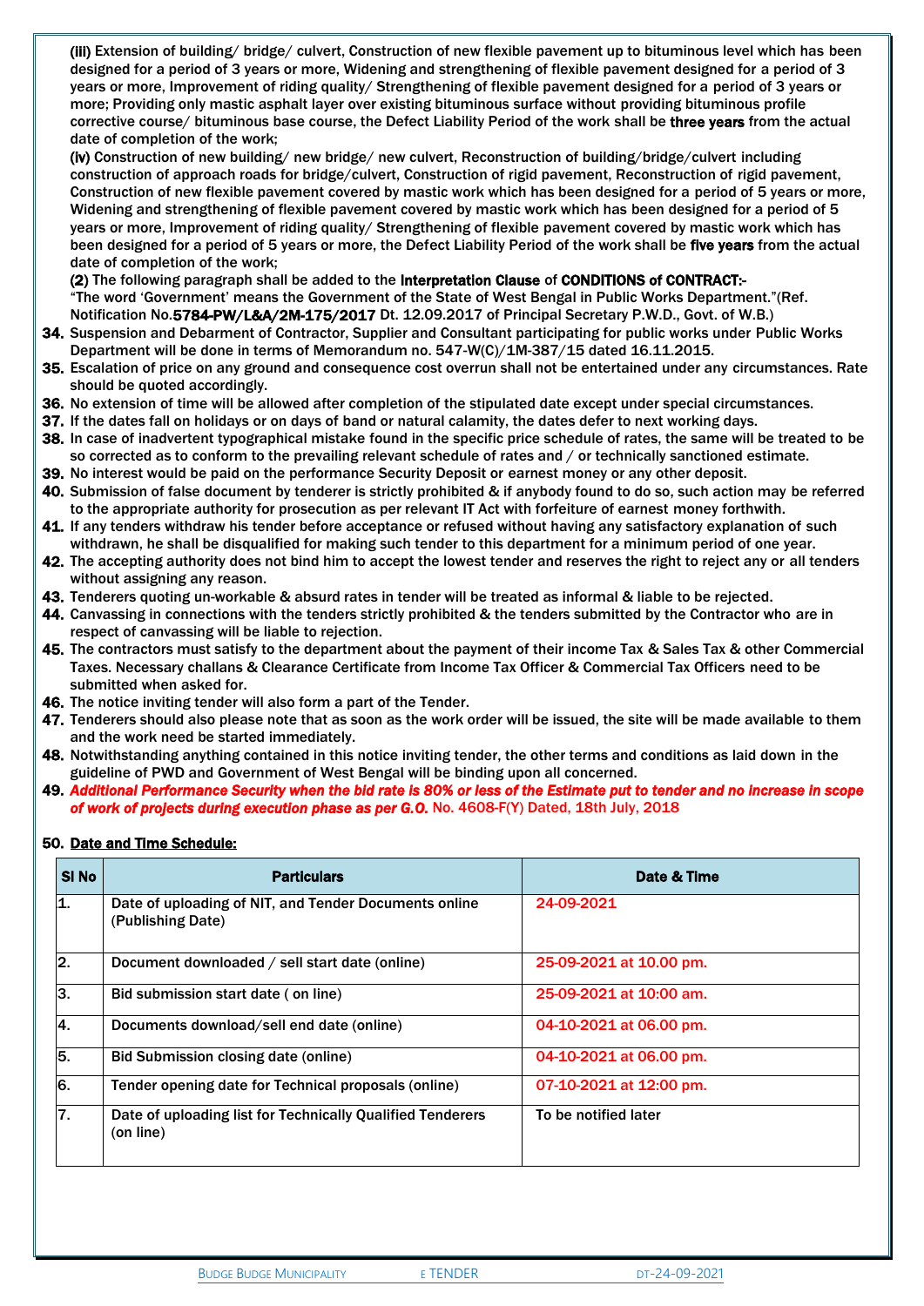**(iii)** Extension of building/ bridge/ culvert, Construction of new flexible pavement up to bituminous level which has been designed for a period of 3 years or more, Widening and strengthening of flexible pavement designed for a period of 3 years or more, Improvement of riding quality/ Strengthening of flexible pavement designed for a period of 3 years or more; Providing only mastic asphalt layer over existing bituminous surface without providing bituminous profile corrective course/ bituminous base course, the Defect Liability Period of the work shall be **three years** from the actual date of completion of the work;

**(iv)** Construction of new building/ new bridge/ new culvert, Reconstruction of building/bridge/culvert including construction of approach roads for bridge/culvert, Construction of rigid pavement, Reconstruction of rigid pavement, Construction of new flexible pavement covered by mastic work which has been designed for a period of 5 years or more, Widening and strengthening of flexible pavement covered by mastic work which has been designed for a period of 5 years or more, Improvement of riding quality/ Strengthening of flexible pavement covered by mastic work which has been designed for a period of 5 years or more, the Defect Liability Period of the work shall be **five years** from the actual date of completion of the work;

**(2)** The following paragraph shall be added to the **Interpretation Clause** of **CONDITIONS of CONTRACT:-**
"The word 'Government' means the Government of the State of West Bengal in Public Works Department."(Ref. Notification No.**5784-PW/L&A/2M-175/2017** Dt. 12.09.2017 of Principal Secretary P.W.D., Govt. of W.B.)

34. Suspension and Debarment of Contractor, Supplier and Consultant participating for public works under Public Works Department will be done in terms of Memorandum no. 547-W(C)/1M-387/15 dated 16.11.2015.
35. Escalation of price on any ground and consequence cost overrun shall not be entertained under any circumstances. Rate should be quoted accordingly.
36. No extension of time will be allowed after completion of the stipulated date except under special circumstances.
37. If the dates fall on holidays or on days of band or natural calamity, the dates defer to next working days.
38. In case of inadvertent typographical mistake found in the specific price schedule of rates, the same will be treated to be so corrected as to conform to the prevailing relevant schedule of rates and / or technically sanctioned estimate.
39. No interest would be paid on the performance Security Deposit or earnest money or any other deposit.
40. Submission of false document by tenderer is strictly prohibited & if anybody found to do so, such action may be referred to the appropriate authority for prosecution as per relevant IT Act with forfeiture of earnest money forthwith.
41. If any tenders withdraw his tender before acceptance or refused without having any satisfactory explanation of such withdrawn, he shall be disqualified for making such tender to this department for a minimum period of one year.
42. The accepting authority does not bind him to accept the lowest tender and reserves the right to reject any or all tenders without assigning any reason.
43. Tenderers quoting un-workable & absurd rates in tender will be treated as informal & liable to be rejected.
44. Canvassing in connections with the tenders strictly prohibited & the tenders submitted by the Contractor who are in respect of canvassing will be liable to rejection.
45. The contractors must satisfy to the department about the payment of their income Tax & Sales Tax & other Commercial Taxes. Necessary challans & Clearance Certificate from Income Tax Officer & Commercial Tax Officers need to be submitted when asked for.
46. The notice inviting tender will also form a part of the Tender.
47. Tenderers should also please note that as soon as the work order will be issued, the site will be made available to them and the work need be started immediately.
48. Notwithstanding anything contained in this notice inviting tender, the other terms and conditions as laid down in the guideline of PWD and Government of West Bengal will be binding upon all concerned.
49. ***Additional Performance Security when the bid rate is 80% or less of the Estimate put to tender and no increase in scope of work of projects during execution phase as per G.O.*** No. 4608-F(Y) Dated, 18th July, 2018
50. **Date and Time Schedule:**

| Sl No | Particulars | Date & Time |
|---|---|---|
| 1. | Date of uploading of NIT, and Tender Documents online (Publishing Date) | 24-09-2021 |
| 2. | Document downloaded / sell start date (online) | 25-09-2021 at 10.00 pm. |
| 3. | Bid submission start date ( on line) | 25-09-2021 at 10:00 am. |
| 4. | Documents download/sell end date (online) | 04-10-2021 at 06.00 pm. |
| 5. | Bid Submission closing date (online) | 04-10-2021 at 06.00 pm. |
| 6. | Tender opening date for Technical proposals (online) | 07-10-2021 at 12:00 pm. |
| 7. | Date of uploading list for Technically Qualified Tenderers (on line) | To be notified later |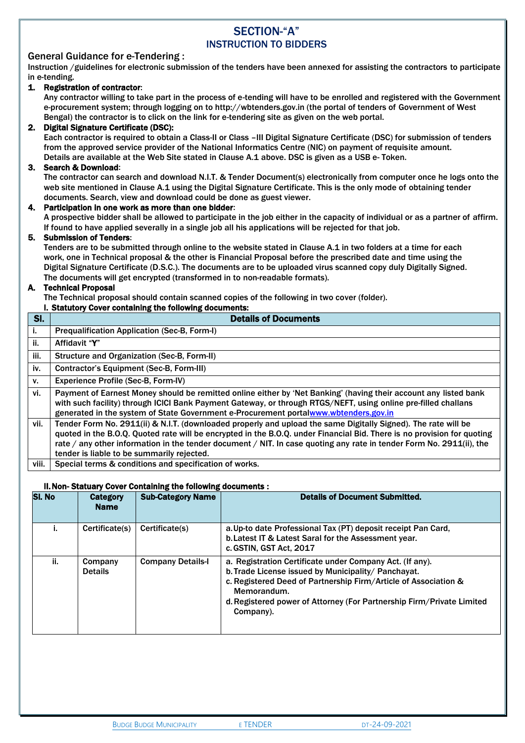# SECTION-"A"
## INSTRUCTION TO BIDDERS

### General Guidance for e-Tendering :

Instruction /guidelines for electronic submission of the tenders have been annexed for assisting the contractors to participate in e-tending.

1. **Registration of contractor**:
   Any contractor willing to take part in the process of e-tending will have to be enrolled and registered with the Government e-procurement system; through logging on to http://wbtenders.gov.in (the portal of tenders of Government of West Bengal) the contractor is to click on the link for e-tendering site as given on the web portal.
2. **Digital Signature Certificate (DSC):**
   Each contractor is required to obtain a Class-II or Class –III Digital Signature Certificate (DSC) for submission of tenders from the approved service provider of the National Informatics Centre (NIC) on payment of requisite amount.
   Details are available at the Web Site stated in Clause A.1 above. DSC is given as a USB e- Token.
3. **Search & Download**:
   The contractor can search and download N.I.T. & Tender Document(s) electronically from computer once he logs onto the web site mentioned in Clause A.1 using the Digital Signature Certificate. This is the only mode of obtaining tender documents. Search, view and download could be done as guest viewer.
4. **Participation in one work as more than one bidder**:
   A prospective bidder shall be allowed to participate in the job either in the capacity of individual or as a partner of affirm. If found to have applied severally in a single job all his applications will be rejected for that job.
5. **Submission of Tenders**:
   Tenders are to be submitted through online to the website stated in Clause A.1 in two folders at a time for each work, one in Technical proposal & the other is Financial Proposal before the prescribed date and time using the Digital Signature Certificate (D.S.C.). The documents are to be uploaded virus scanned copy duly Digitally Signed. The documents will get encrypted (transformed in to non-readable formats).

**A. Technical Proposal**

The Technical proposal should contain scanned copies of the following in two cover (folder).

**I. Statutory Cover containing the following documents:**

| Sl. | Details of Documents |
|---|---|
| i. | Prequalification Application (Sec-B, Form-I) |
| ii. | Affidavit "**Y**" |
| iii. | Structure and Organization (Sec-B, Form-II) |
| iv. | Contractor's Equipment (Sec-B, Form-III) |
| v. | Experience Profile (Sec-B, Form-IV) |
| vi. | Payment of Earnest Money should be remitted online either by 'Net Banking' (having their account any listed bank with such facility) through ICICI Bank Payment Gateway, or through RTGS/NEFT, using online pre-filled challans generated in the system of State Government e-Procurement portal www.wbtenders.gov.in |
| vii. | Tender Form No. 2911(ii) & N.I.T. (downloaded properly and upload the same Digitally Signed). The rate will be quoted in the B.O.Q. Quoted rate will be encrypted in the B.O.Q. under Financial Bid. There is no provision for quoting rate / any other information in the tender document / NIT. In case quoting any rate in tender Form No. 2911(ii), the tender is liable to be summarily rejected. |
| viii. | Special terms & conditions and specification of works. |

**II. Non- Statuary Cover Containing the following documents :**

| Sl. No | Category Name | Sub-Category Name | Details of Document Submitted. |
|---|---|---|---|
| i. | Certificate(s) | Certificate(s) | a. Up-to date Professional Tax (PT) deposit receipt Pan Card,<br>b. Latest IT & Latest Saral for the Assessment year.<br>c. GSTIN, GST Act, 2017 |
| ii. | Company Details | Company Details-I | a. Registration Certificate under Company Act. (If any).<br>b. Trade License issued by Municipality/ Panchayat.<br>c. Registered Deed of Partnership Firm/Article of Association & Memorandum.<br>d. Registered power of Attorney (For Partnership Firm/Private Limited Company). |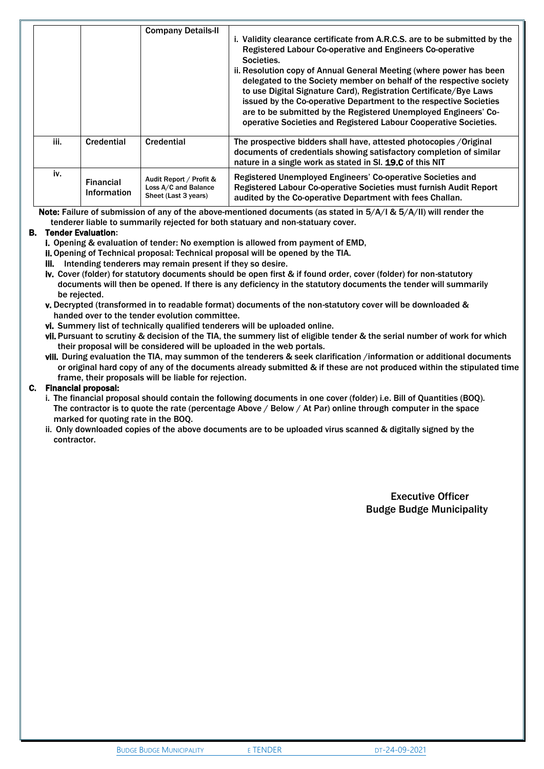| | | Company Details-II | i. Validity clearance certificate from A.R.C.S. are to be submitted by the Registered Labour Co-operative and Engineers Co-operative Societies.<br>ii. Resolution copy of Annual General Meeting (where power has been delegated to the Society member on behalf of the respective society to use Digital Signature Card), Registration Certificate/Bye Laws issued by the Co-operative Department to the respective Societies are to be submitted by the Registered Unemployed Engineers' Co-operative Societies and Registered Labour Cooperative Societies. |
|---|---|---|---|
| iii. | Credential | Credential | The prospective bidders shall have, attested photocopies /Original documents of credentials showing satisfactory completion of similar nature in a single work as stated in Sl. **19.C** of this NIT |
| iv. | Financial Information | Audit Report / Profit & Loss A/C and Balance Sheet (Last 3 years) | Registered Unemployed Engineers' Co-operative Societies and Registered Labour Co-operative Societies must furnish Audit Report audited by the Co-operative Department with fees Challan. |

**Note:** Failure of submission of any of the above-mentioned documents (as stated in 5/A/I & 5/A/II) will render the tenderer liable to summarily rejected for both statuary and non-statuary cover.

**B. Tender Evaluation:**

i. Opening & evaluation of tender: No exemption is allowed from payment of EMD,

ii. Opening of Technical proposal: Technical proposal will be opened by the TIA.

iii. Intending tenderers may remain present if they so desire.

iv. Cover (folder) for statutory documents should be open first & if found order, cover (folder) for non-statutory documents will then be opened. If there is any deficiency in the statutory documents the tender will summarily be rejected.

v. Decrypted (transformed in to readable format) documents of the non-statutory cover will be downloaded & handed over to the tender evolution committee.

vi. Summery list of technically qualified tenderers will be uploaded online.

vii. Pursuant to scrutiny & decision of the TIA, the summery list of eligible tender & the serial number of work for which their proposal will be considered will be uploaded in the web portals.

viii. During evaluation the TIA, may summon of the tenderers & seek clarification /information or additional documents or original hard copy of any of the documents already submitted & if these are not produced within the stipulated time frame, their proposals will be liable for rejection.

**C. Financial proposal:**

i. The financial proposal should contain the following documents in one cover (folder) i.e. Bill of Quantities (BOQ). The contractor is to quote the rate (percentage Above / Below / At Par) online through computer in the space marked for quoting rate in the BOQ.

ii. Only downloaded copies of the above documents are to be uploaded virus scanned & digitally signed by the contractor.

Executive Officer
Budge Budge Municipality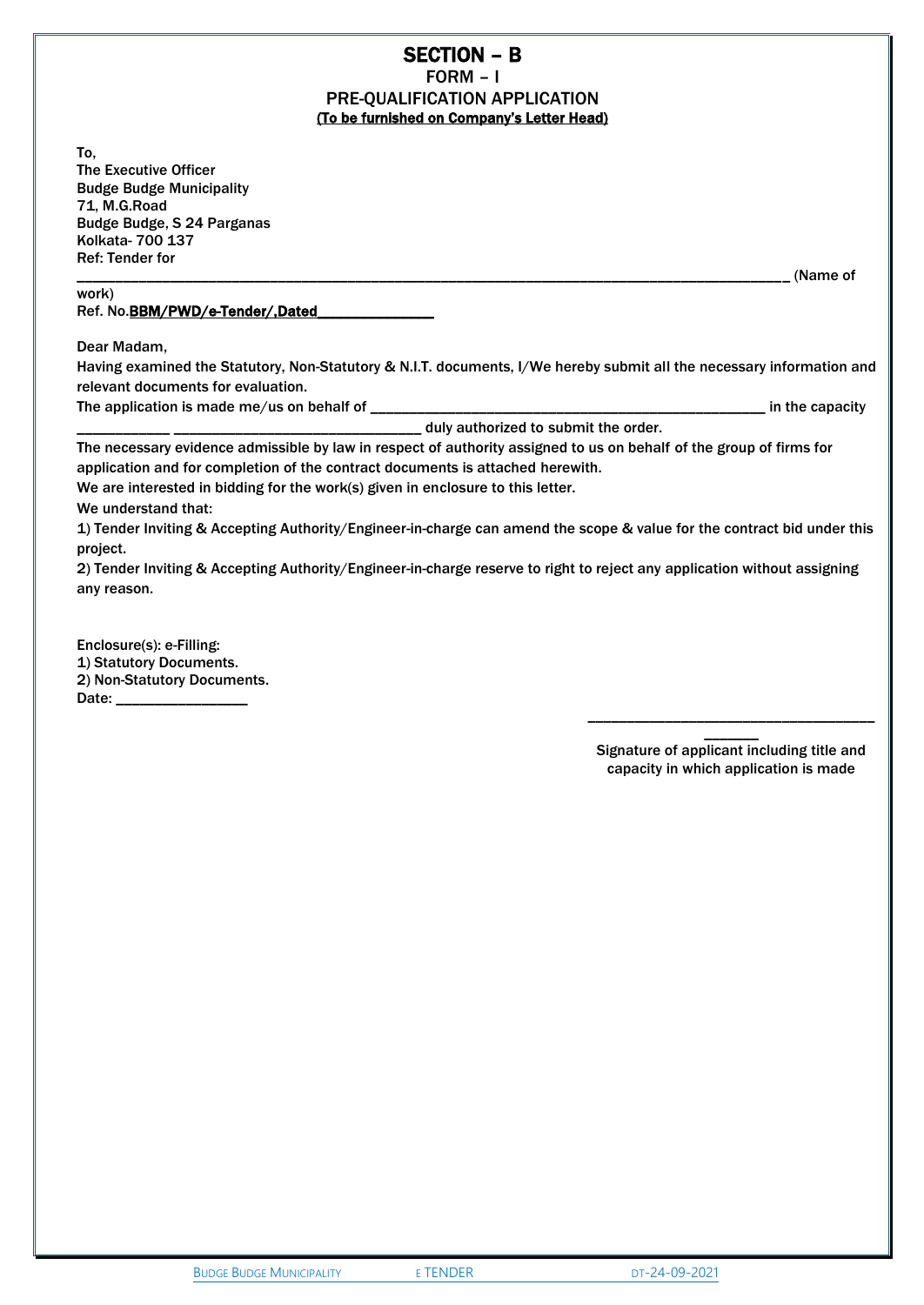# SECTION – B

## FORM – I

## PRE-QUALIFICATION APPLICATION

**(To be furnished on Company's Letter Head)**

To,
The Executive Officer
Budge Budge Municipality
71, M.G.Road
Budge Budge, S 24 Parganas
Kolkata- 700 137
Ref: Tender for
__________________________________________________________________________________________ (Name of work)
Ref. No.**BBM/PWD/e-Tender/,Dated______________**

Dear Madam,

Having examined the Statutory, Non-Statutory & N.I.T. documents, I/We hereby submit all the necessary information and relevant documents for evaluation.

The application is made me/us on behalf of ____________________________________________________ in the capacity ___________ _______________________________ duly authorized to submit the order.

The necessary evidence admissible by law in respect of authority assigned to us on behalf of the group of firms for application and for completion of the contract documents is attached herewith.

We are interested in bidding for the work(s) given in enclosure to this letter.

We understand that:

1) Tender Inviting & Accepting Authority/Engineer-in-charge can amend the scope & value for the contract bid under this project.

2) Tender Inviting & Accepting Authority/Engineer-in-charge reserve to right to reject any application without assigning any reason.

Enclosure(s): e-Filling:
1) Statutory Documents.
2) Non-Statutory Documents.
Date: ________________

_____________________________________________

Signature of applicant including title and capacity in which application is made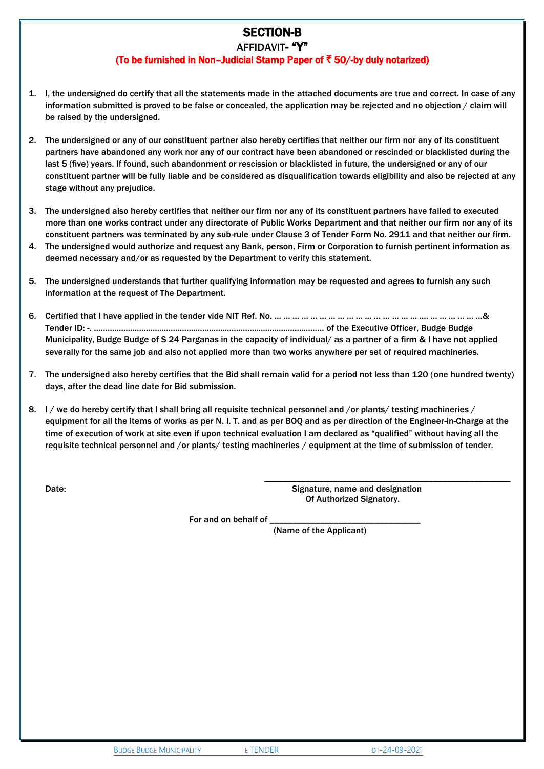# SECTION-B

## AFFIDAVIT- "Y"

**(To be furnished in Non–Judicial Stamp Paper of ₹ 50/-by duly notarized)**

1. I, the undersigned do certify that all the statements made in the attached documents are true and correct. In case of any information submitted is proved to be false or concealed, the application may be rejected and no objection / claim will be raised by the undersigned.

2. The undersigned or any of our constituent partner also hereby certifies that neither our firm nor any of its constituent partners have abandoned any work nor any of our contract have been abandoned or rescinded or blacklisted during the last 5 (five) years. If found, such abandonment or rescission or blacklisted in future, the undersigned or any of our constituent partner will be fully liable and be considered as disqualification towards eligibility and also be rejected at any stage without any prejudice.

3. The undersigned also hereby certifies that neither our firm nor any of its constituent partners have failed to executed more than one works contract under any directorate of Public Works Department and that neither our firm nor any of its constituent partners was terminated by any sub-rule under Clause 3 of Tender Form No. 2911 and that neither our firm.

4. The undersigned would authorize and request any Bank, person, Firm or Corporation to furnish pertinent information as deemed necessary and/or as requested by the Department to verify this statement.

5. The undersigned understands that further qualifying information may be requested and agrees to furnish any such information at the request of The Department.

6. Certified that I have applied in the tender vide NIT Ref. No. … … … … … … … … … … … … … … … … …. … … … … … …& Tender ID: -. ………………………………………………………………………………………. of the Executive Officer, Budge Budge Municipality, Budge Budge of S 24 Parganas in the capacity of individual/ as a partner of a firm & I have not applied severally for the same job and also not applied more than two works anywhere per set of required machineries.

7. The undersigned also hereby certifies that the Bid shall remain valid for a period not less than 120 (one hundred twenty) days, after the dead line date for Bid submission.

8. I / we do hereby certify that I shall bring all requisite technical personnel and /or plants/ testing machineries / equipment for all the items of works as per N. I. T. and as per BOQ and as per direction of the Engineer-in-Charge at the time of execution of work at site even if upon technical evaluation I am declared as "qualified" without having all the requisite technical personnel and /or plants/ testing machineries / equipment at the time of submission of tender.

Date:

\_\_\_\_\_\_\_\_\_\_\_\_\_\_\_\_\_\_\_\_\_\_\_\_\_\_\_\_\_\_\_\_\_\_\_\_\_\_\_\_\_\_\_\_\_\_\_\_

Signature, name and designation
Of Authorized Signatory.

For and on behalf of \_\_\_\_\_\_\_\_\_\_\_\_\_\_\_\_\_\_\_\_\_\_\_\_\_\_\_\_\_\_\_\_
(Name of the Applicant)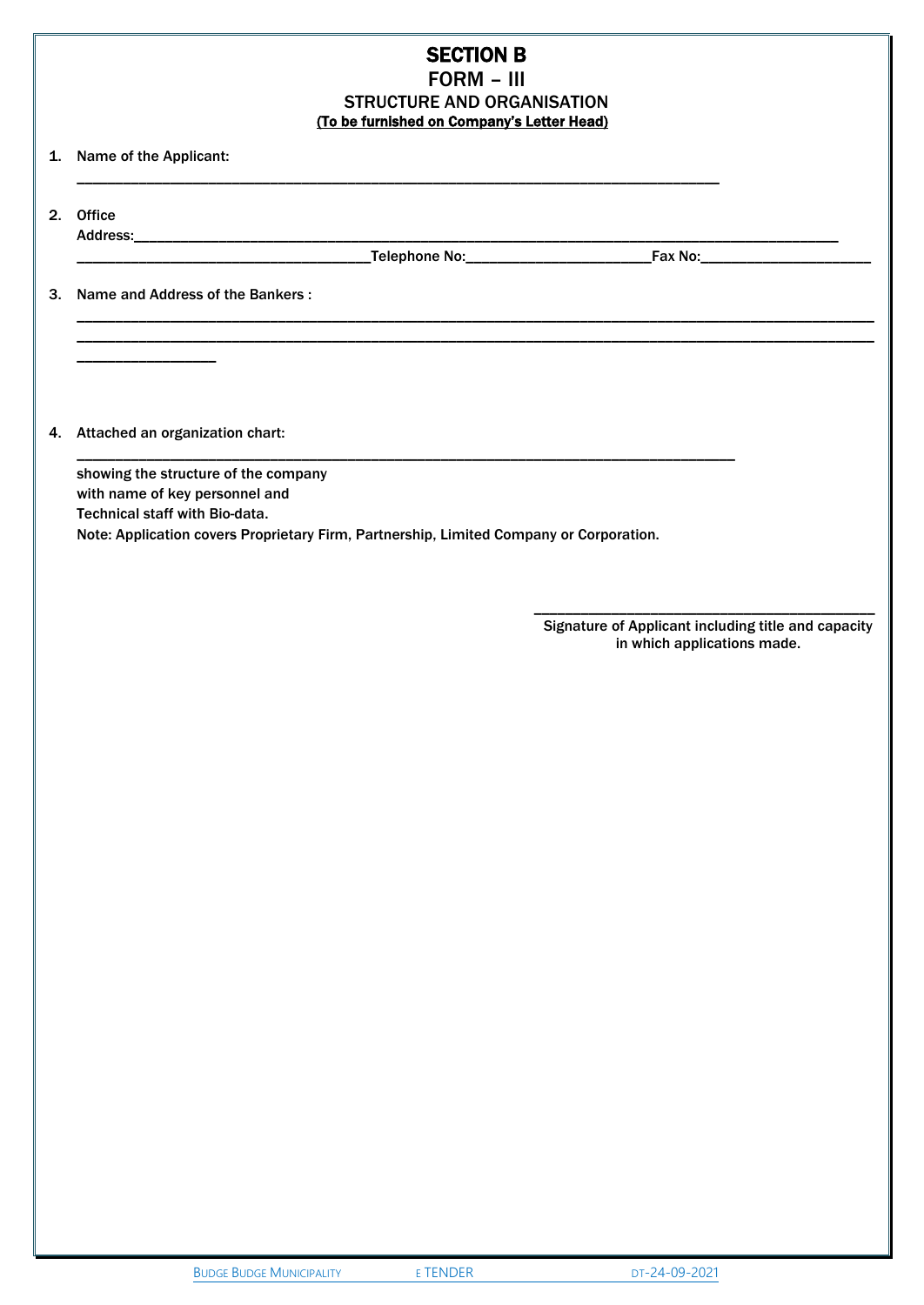# SECTION B

## FORM – III

### STRUCTURE AND ORGANISATION

**(To be furnished on Company's Letter Head)**

1. Name of the Applicant:

   ___________________________________________________________________________

2. Office Address:___________________________________________________________________________

   ___________________________________Telephone No:_______________________Fax No:_____________________

3. Name and Address of the Bankers :

   ___________________________________________________________________________

   ___________________________________________________________________________

   ________________

4. Attached an organization chart:

   ___________________________________________________________________________

   showing the structure of the company
   with name of key personnel and
   Technical staff with Bio-data.
   Note: Application covers Proprietary Firm, Partnership, Limited Company or Corporation.

________________________________________
Signature of Applicant including title and capacity in which applications made.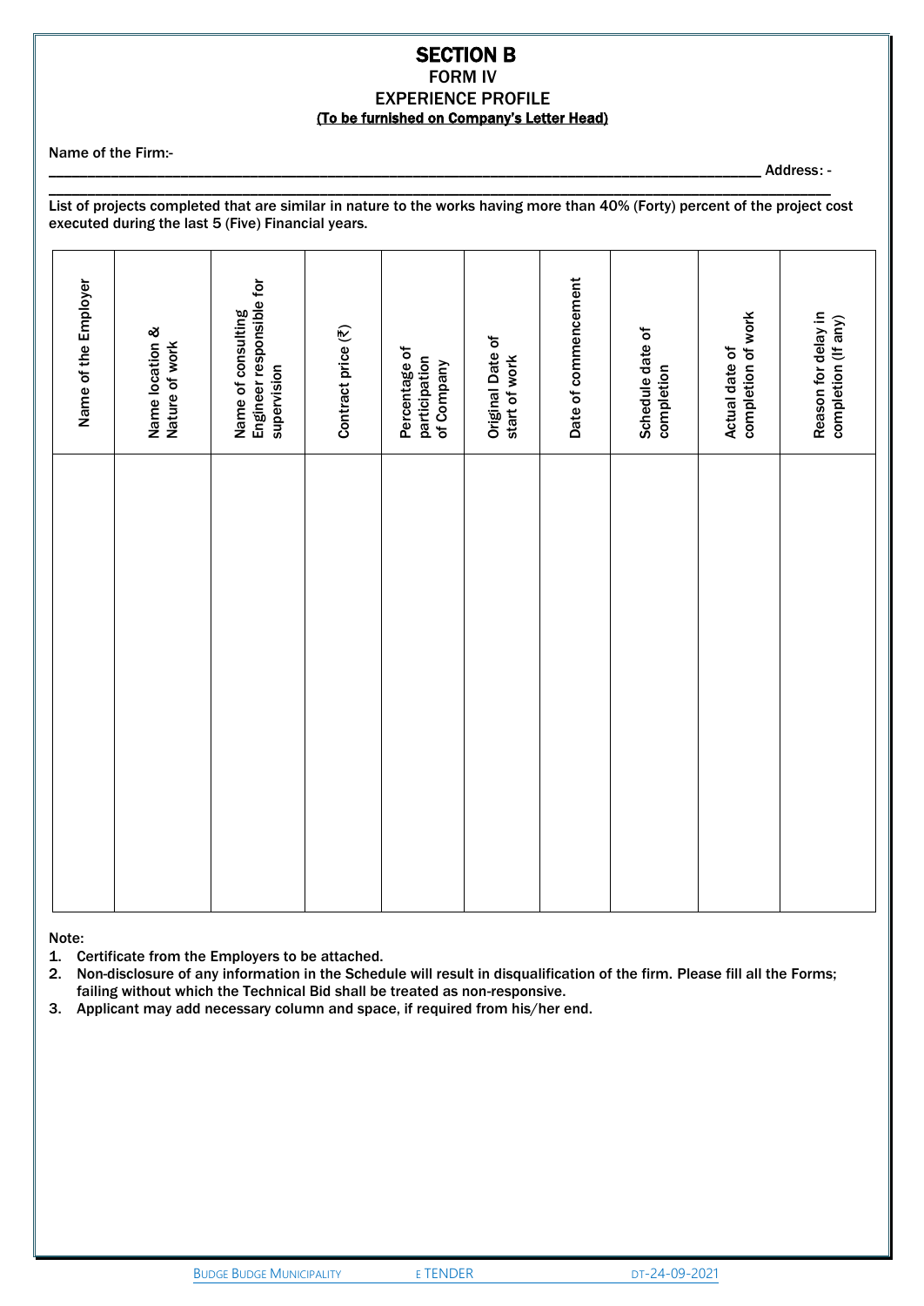# SECTION B

## FORM IV

## EXPERIENCE PROFILE

**(To be furnished on Company's Letter Head)**

Name of the Firm:-

______________________________________________________________________________ Address: -

______________________________________________________________________________

List of projects completed that are similar in nature to the works having more than 40% (Forty) percent of the project cost executed during the last 5 (Five) Financial years.

| Name of the Employer | Name location & Nature of work | Name of consulting Engineer responsible for supervision | Contract price (₹) | Percentage of participation of Company | Original Date of start of work | Date of commencement | Schedule date of completion | Actual date of completion of work | Reason for delay in completion (If any) |
|---|---|---|---|---|---|---|---|---|---|
| | | | | | | | | | |

Note:

1. Certificate from the Employers to be attached.
2. Non-disclosure of any information in the Schedule will result in disqualification of the firm. Please fill all the Forms; failing without which the Technical Bid shall be treated as non-responsive.
3. Applicant may add necessary column and space, if required from his/her end.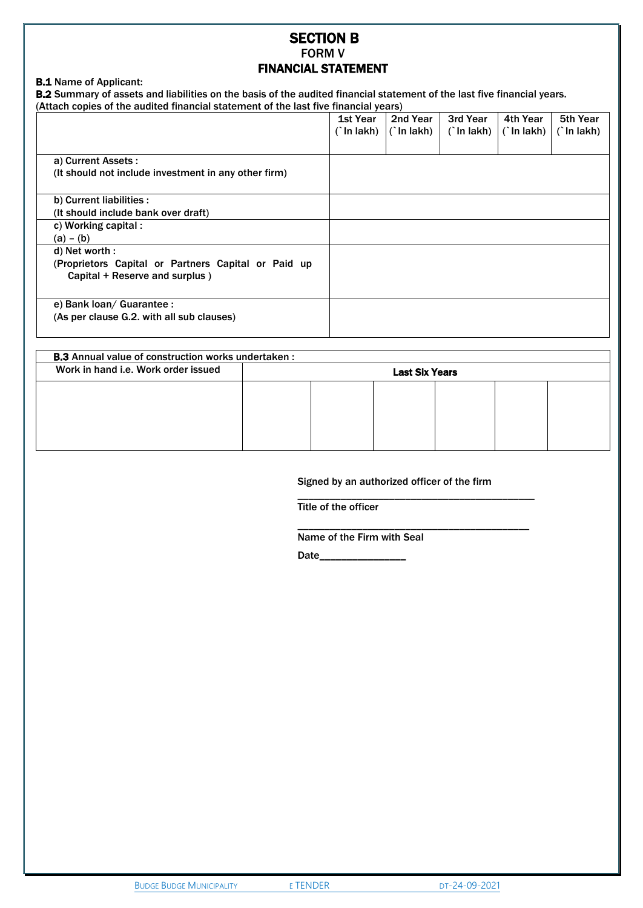# SECTION B

## FORM V

## FINANCIAL STATEMENT

**B.1** Name of Applicant:

**B.2** Summary of assets and liabilities on the basis of the audited financial statement of the last five financial years.
(Attach copies of the audited financial statement of the last five financial years)

| | 1st Year (`In lakh) | 2nd Year (`In lakh) | 3rd Year (`In lakh) | 4th Year (`In lakh) | 5th Year (`In lakh) |
|---|---|---|---|---|---|
| a) Current Assets : (It should not include investment in any other firm) | | | | | |
| b) Current liabilities : (It should include bank over draft) | | | | | |
| c) Working capital : (a) – (b) | | | | | |
| d) Net worth : (Proprietors Capital or Partners Capital or Paid up Capital + Reserve and surplus ) | | | | | |
| e) Bank loan/ Guarantee : (As per clause G.2. with all sub clauses) | | | | | |

| **B.3** Annual value of construction works undertaken : | | | | | | |
|---|---|---|---|---|---|---|
| Work in hand i.e. Work order issued | **Last Six Years** | | | | | |
| | | | | | | |

Signed by an authorized officer of the firm

_______________________________________________

Title of the officer

_______________________________________________

Name of the Firm with Seal

Date________________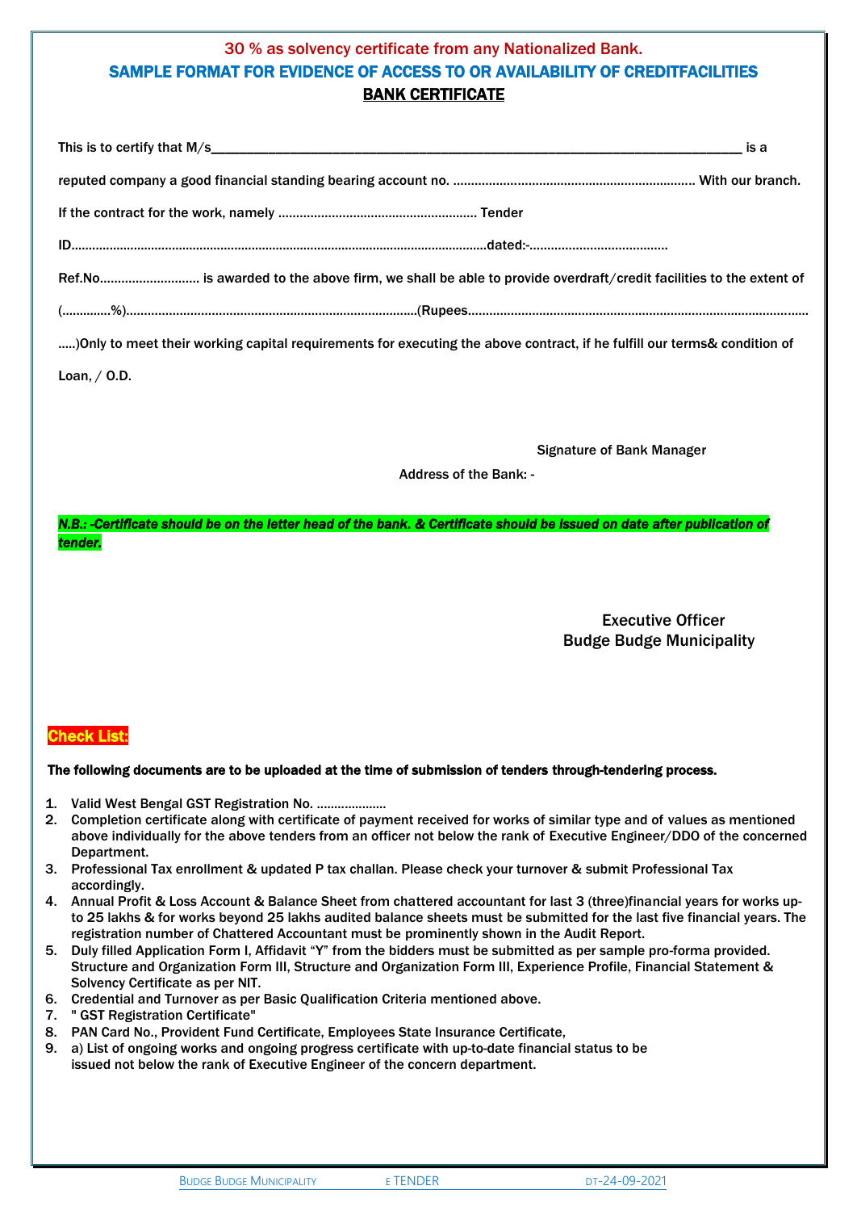30 % as solvency certificate from any Nationalized Bank.

## SAMPLE FORMAT FOR EVIDENCE OF ACCESS TO OR AVAILABILITY OF CREDITFACILITIES

## BANK CERTIFICATE

This is to certify that M/s______________________________________________________________________ is a reputed company a good financial standing bearing account no. ………………………………………………………… With our branch. If the contract for the work, namely ……………………………………………… Tender ID……………………………………………………………………………………………dated:-………………………………… Ref.No……………………… is awarded to the above firm, we shall be able to provide overdraft/credit facilities to the extent of (………….%)…………………………………………………………………(Rupees…………………………………………………………………………………… …..)Only to meet their working capital requirements for executing the above contract, if he fulfill our terms& condition of Loan, / O.D.

Signature of Bank Manager

Address of the Bank: -

***N.B.: -Certificate should be on the letter head of the bank. & Certificate should be issued on date after publication of tender.***

Executive Officer
Budge Budge Municipality

**Check List:**

**The following documents are to be uploaded at the time of submission of tenders through-tendering process.**

1. Valid West Bengal GST Registration No. ………………
2. Completion certificate along with certificate of payment received for works of similar type and of values as mentioned above individually for the above tenders from an officer not below the rank of Executive Engineer/DDO of the concerned Department.
3. Professional Tax enrollment & updated P tax challan. Please check your turnover & submit Professional Tax accordingly.
4. Annual Profit & Loss Account & Balance Sheet from chattered accountant for last 3 (three)financial years for works up-to 25 lakhs & for works beyond 25 lakhs audited balance sheets must be submitted for the last five financial years. The registration number of Chattered Accountant must be prominently shown in the Audit Report.
5. Duly filled Application Form I, Affidavit "Y" from the bidders must be submitted as per sample pro-forma provided. Structure and Organization Form III, Structure and Organization Form III, Experience Profile, Financial Statement & Solvency Certificate as per NIT.
6. Credential and Turnover as per Basic Qualification Criteria mentioned above.
7. " GST Registration Certificate"
8. PAN Card No., Provident Fund Certificate, Employees State Insurance Certificate,
9. a) List of ongoing works and ongoing progress certificate with up-to-date financial status to be issued not below the rank of Executive Engineer of the concern department.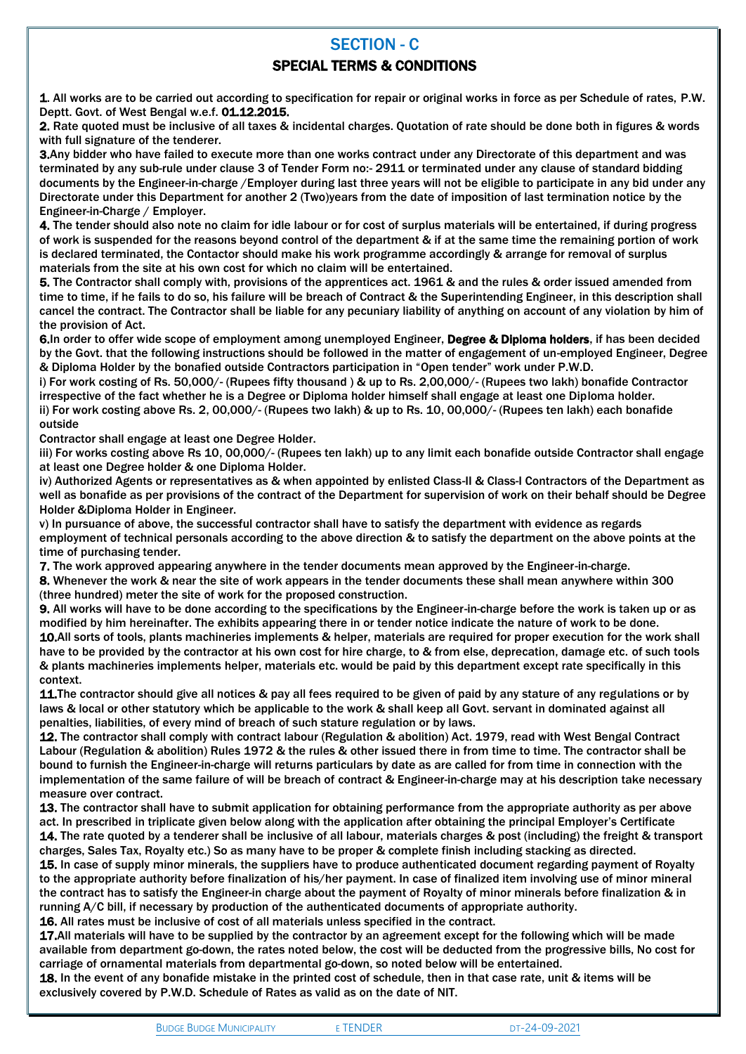# SECTION - C

## SPECIAL TERMS & CONDITIONS

**1.** All works are to be carried out according to specification for repair or original works in force as per Schedule of rates, P.W. Deptt. Govt. of West Bengal w.e.f. **01.12.2015.**

**2.** Rate quoted must be inclusive of all taxes & incidental charges. Quotation of rate should be done both in figures & words with full signature of the tenderer.

**3.** Any bidder who have failed to execute more than one works contract under any Directorate of this department and was terminated by any sub-rule under clause 3 of Tender Form no:- 2911 or terminated under any clause of standard bidding documents by the Engineer-in-charge /Employer during last three years will not be eligible to participate in any bid under any Directorate under this Department for another 2 (Two)years from the date of imposition of last termination notice by the Engineer-in-Charge / Employer.

**4.** The tender should also note no claim for idle labour or for cost of surplus materials will be entertained, if during progress of work is suspended for the reasons beyond control of the department & if at the same time the remaining portion of work is declared terminated, the Contactor should make his work programme accordingly & arrange for removal of surplus materials from the site at his own cost for which no claim will be entertained.

**5.** The Contractor shall comply with, provisions of the apprentices act. 1961 & and the rules & order issued amended from time to time, if he fails to do so, his failure will be breach of Contract & the Superintending Engineer, in this description shall cancel the contract. The Contractor shall be liable for any pecuniary liability of anything on account of any violation by him of the provision of Act.

**6.** In order to offer wide scope of employment among unemployed Engineer, **Degree & Diploma holders**, if has been decided by the Govt. that the following instructions should be followed in the matter of engagement of un-employed Engineer, Degree & Diploma Holder by the bonafied outside Contractors participation in "Open tender" work under P.W.D.

i) For work costing of Rs. 50,000/- (Rupees fifty thousand ) & up to Rs. 2,00,000/- (Rupees two lakh) bonafide Contractor irrespective of the fact whether he is a Degree or Diploma holder himself shall engage at least one Diploma holder.

ii) For work costing above Rs. 2, 00,000/- (Rupees two lakh) & up to Rs. 10, 00,000/- (Rupees ten lakh) each bonafide outside

Contractor shall engage at least one Degree Holder.

iii) For works costing above Rs 10, 00,000/- (Rupees ten lakh) up to any limit each bonafide outside Contractor shall engage at least one Degree holder & one Diploma Holder.

iv) Authorized Agents or representatives as & when appointed by enlisted Class-II & Class-I Contractors of the Department as well as bonafide as per provisions of the contract of the Department for supervision of work on their behalf should be Degree Holder &Diploma Holder in Engineer.

v) In pursuance of above, the successful contractor shall have to satisfy the department with evidence as regards employment of technical personals according to the above direction & to satisfy the department on the above points at the time of purchasing tender.

**7.** The work approved appearing anywhere in the tender documents mean approved by the Engineer-in-charge.

**8.** Whenever the work & near the site of work appears in the tender documents these shall mean anywhere within 300 (three hundred) meter the site of work for the proposed construction.

**9.** All works will have to be done according to the specifications by the Engineer-in-charge before the work is taken up or as modified by him hereinafter. The exhibits appearing there in or tender notice indicate the nature of work to be done.

**10.** All sorts of tools, plants machineries implements & helper, materials are required for proper execution for the work shall have to be provided by the contractor at his own cost for hire charge, to & from else, deprecation, damage etc. of such tools & plants machineries implements helper, materials etc. would be paid by this department except rate specifically in this context.

**11.** The contractor should give all notices & pay all fees required to be given of paid by any stature of any regulations or by laws & local or other statutory which be applicable to the work & shall keep all Govt. servant in dominated against all penalties, liabilities, of every mind of breach of such stature regulation or by laws.

**12.** The contractor shall comply with contract labour (Regulation & abolition) Act. 1979, read with West Bengal Contract Labour (Regulation & abolition) Rules 1972 & the rules & other issued there in from time to time. The contractor shall be bound to furnish the Engineer-in-charge will returns particulars by date as are called for from time in connection with the implementation of the same failure of will be breach of contract & Engineer-in-charge may at his description take necessary measure over contract.

**13.** The contractor shall have to submit application for obtaining performance from the appropriate authority as per above act. In prescribed in triplicate given below along with the application after obtaining the principal Employer's Certificate

**14.** The rate quoted by a tenderer shall be inclusive of all labour, materials charges & post (including) the freight & transport charges, Sales Tax, Royalty etc.) So as many have to be proper & complete finish including stacking as directed.

**15.** In case of supply minor minerals, the suppliers have to produce authenticated document regarding payment of Royalty to the appropriate authority before finalization of his/her payment. In case of finalized item involving use of minor mineral the contract has to satisfy the Engineer-in charge about the payment of Royalty of minor minerals before finalization & in running A/C bill, if necessary by production of the authenticated documents of appropriate authority.

**16.** All rates must be inclusive of cost of all materials unless specified in the contract.

**17.** All materials will have to be supplied by the contractor by an agreement except for the following which will be made available from department go-down, the rates noted below, the cost will be deducted from the progressive bills, No cost for carriage of ornamental materials from departmental go-down, so noted below will be entertained.

**18.** In the event of any bonafide mistake in the printed cost of schedule, then in that case rate, unit & items will be exclusively covered by P.W.D. Schedule of Rates as valid as on the date of NIT.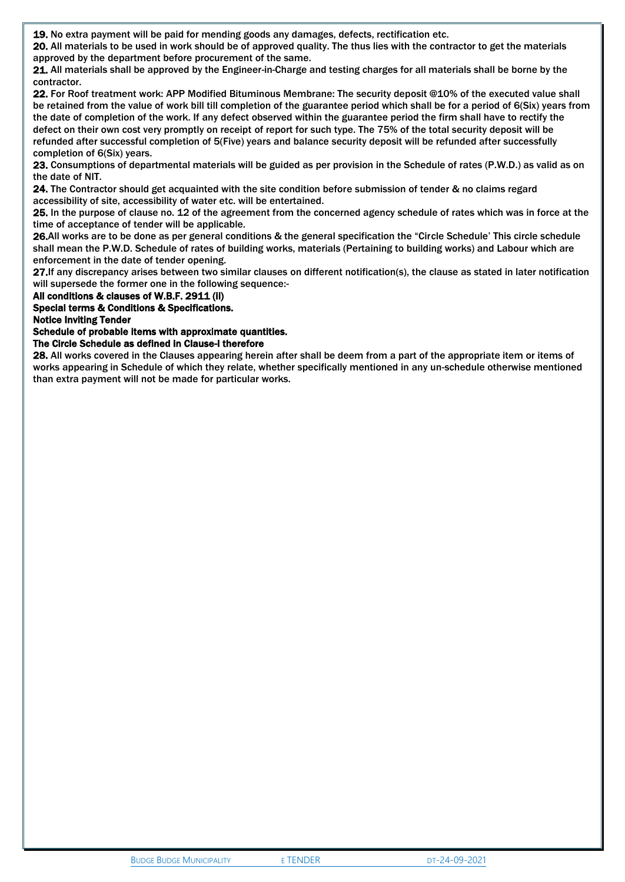**19.** No extra payment will be paid for mending goods any damages, defects, rectification etc.

**20.** All materials to be used in work should be of approved quality. The thus lies with the contractor to get the materials approved by the department before procurement of the same.

**21.** All materials shall be approved by the Engineer-in-Charge and testing charges for all materials shall be borne by the contractor.

**22.** For Roof treatment work: APP Modified Bituminous Membrane: The security deposit @10% of the executed value shall be retained from the value of work bill till completion of the guarantee period which shall be for a period of 6(Six) years from the date of completion of the work. If any defect observed within the guarantee period the firm shall have to rectify the defect on their own cost very promptly on receipt of report for such type. The 75% of the total security deposit will be refunded after successful completion of 5(Five) years and balance security deposit will be refunded after successfully completion of 6(Six) years.

**23.** Consumptions of departmental materials will be guided as per provision in the Schedule of rates (P.W.D.) as valid as on the date of NIT.

**24.** The Contractor should get acquainted with the site condition before submission of tender & no claims regard accessibility of site, accessibility of water etc. will be entertained.

**25.** In the purpose of clause no. 12 of the agreement from the concerned agency schedule of rates which was in force at the time of acceptance of tender will be applicable.

**26.** All works are to be done as per general conditions & the general specification the "Circle Schedule' This circle schedule shall mean the P.W.D. Schedule of rates of building works, materials (Pertaining to building works) and Labour which are enforcement in the date of tender opening.

**27.** If any discrepancy arises between two similar clauses on different notification(s), the clause as stated in later notification will supersede the former one in the following sequence:-

**All conditions & clauses of W.B.F. 2911 (ii)**

**Special terms & Conditions & Specifications.**

**Notice Inviting Tender**

**Schedule of probable items with approximate quantities.**

**The Circle Schedule as defined in Clause-I therefore**

**28.** All works covered in the Clauses appearing herein after shall be deem from a part of the appropriate item or items of works appearing in Schedule of which they relate, whether specifically mentioned in any un-schedule otherwise mentioned than extra payment will not be made for particular works.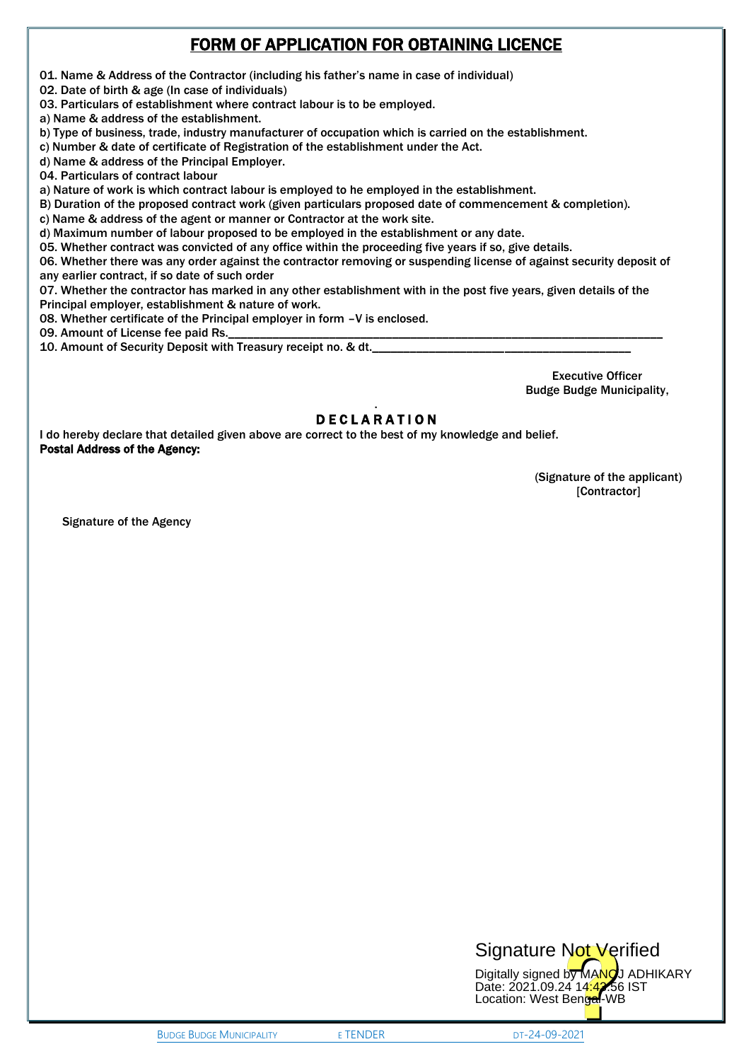# FORM OF APPLICATION FOR OBTAINING LICENCE

01. Name & Address of the Contractor (including his father's name in case of individual)
02. Date of birth & age (In case of individuals)
03. Particulars of establishment where contract labour is to be employed.
a) Name & address of the establishment.
b) Type of business, trade, industry manufacturer of occupation which is carried on the establishment.
c) Number & date of certificate of Registration of the establishment under the Act.
d) Name & address of the Principal Employer.
04. Particulars of contract labour
a) Nature of work is which contract labour is employed to he employed in the establishment.
B) Duration of the proposed contract work (given particulars proposed date of commencement & completion).
c) Name & address of the agent or manner or Contractor at the work site.
d) Maximum number of labour proposed to be employed in the establishment or any date.
05. Whether contract was convicted of any office within the proceeding five years if so, give details.
06. Whether there was any order against the contractor removing or suspending license of against security deposit of any earlier contract, if so date of such order
07. Whether the contractor has marked in any other establishment with in the post five years, given details of the Principal employer, establishment & nature of work.
08. Whether certificate of the Principal employer in form –V is enclosed.
09. Amount of License fee paid Rs.______________________________________________
10. Amount of Security Deposit with Treasury receipt no. & dt.______________________________

Executive Officer
Budge Budge Municipality,

## DECLARATION

I do hereby declare that detailed given above are correct to the best of my knowledge and belief.

**Postal Address of the Agency:**

(Signature of the applicant)
[Contractor]

Signature of the Agency

Signature Not Verified
Digitally signed by MANOJ ADHIKARY
Date: 2021.09.24 14:42:56 IST
Location: West Bengal-WB